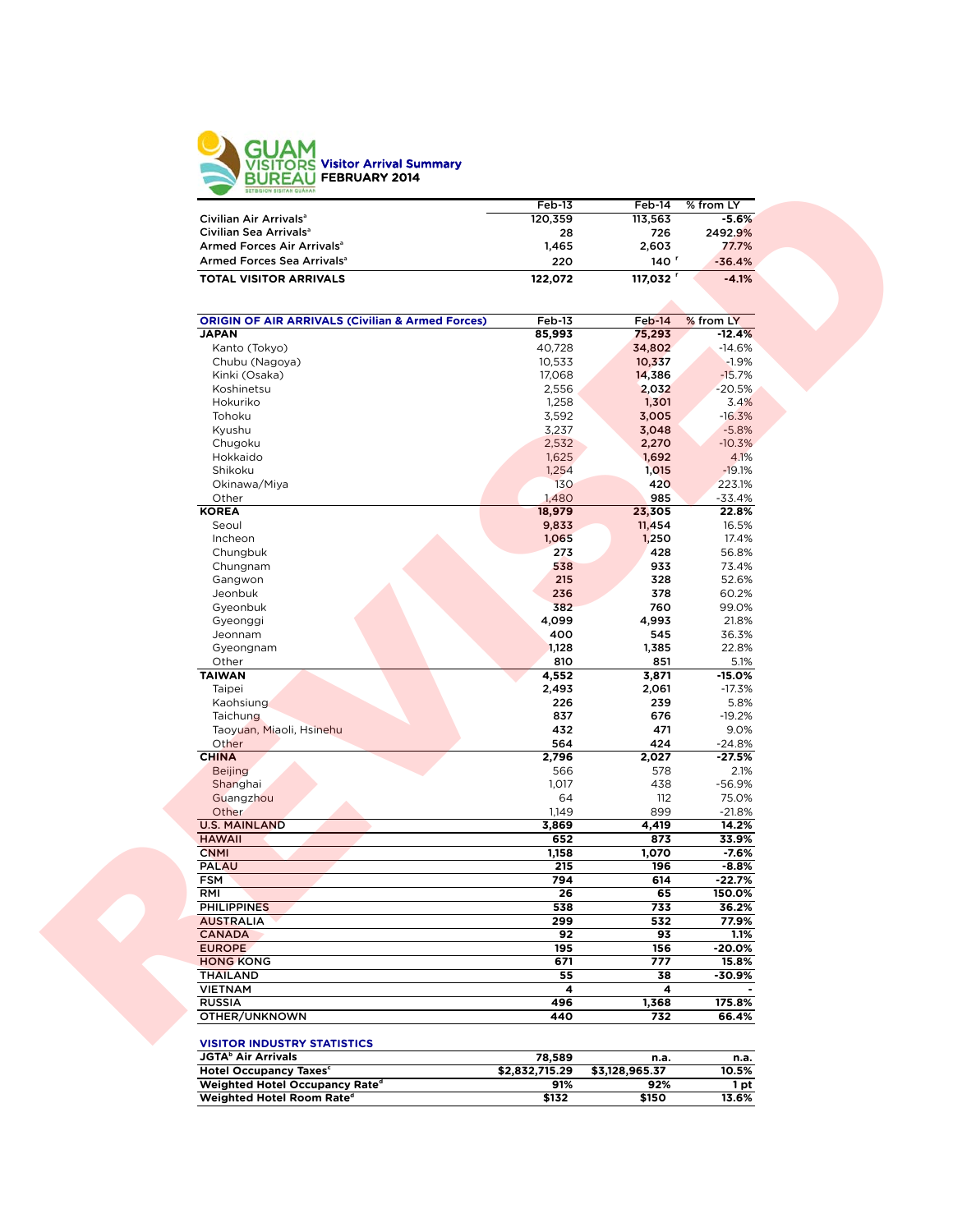# GUAM VISITORS BUREAU

## Visitor Arrival Summary
## FEBRUARY 2014

REVISED

| | Feb-13 | Feb-14 | % from LY |
|---|---|---|---|
| Civilian Air Arrivals[a] | 120,359 | 113,563 | -5.6% |
| Civilian Sea Arrivals[a] | 28 | 726 | 2492.9% |
| Armed Forces Air Arrivals[a] | 1,465 | 2,603 | 77.7% |
| Armed Forces Sea Arrivals[a] | 220 | 140 [r] | -36.4% |
| **TOTAL VISITOR ARRIVALS** | **122,072** | **117,032 [r]** | **-4.1%** |

| ORIGIN OF AIR ARRIVALS (Civilian & Armed Forces) | Feb-13 | Feb-14 | % from LY |
|---|---|---|---|
| **JAPAN** | **85,993** | **75,293** | **-12.4%** |
| Kanto (Tokyo) | 40,728 | 34,802 | -14.6% |
| Chubu (Nagoya) | 10,533 | 10,337 | -1.9% |
| Kinki (Osaka) | 17,068 | 14,386 | -15.7% |
| Koshinetsu | 2,556 | 2,032 | -20.5% |
| Hokuriko | 1,258 | 1,301 | 3.4% |
| Tohoku | 3,592 | 3,005 | -16.3% |
| Kyushu | 3,237 | 3,048 | -5.8% |
| Chugoku | 2,532 | 2,270 | -10.3% |
| Hokkaido | 1,625 | 1,692 | 4.1% |
| Shikoku | 1,254 | 1,015 | -19.1% |
| Okinawa/Miya | 130 | 420 | 223.1% |
| Other | 1,480 | 985 | -33.4% |
| **KOREA** | **18,979** | **23,305** | **22.8%** |
| Seoul | 9,833 | 11,454 | 16.5% |
| Incheon | 1,065 | 1,250 | 17.4% |
| Chungbuk | 273 | 428 | 56.8% |
| Chungnam | 538 | 933 | 73.4% |
| Gangwon | 215 | 328 | 52.6% |
| Jeonbuk | 236 | 378 | 60.2% |
| Gyeonbuk | 382 | 760 | 99.0% |
| Gyeonggi | 4,099 | 4,993 | 21.8% |
| Jeonnam | 400 | 545 | 36.3% |
| Gyeongnam | 1,128 | 1,385 | 22.8% |
| Other | 810 | 851 | 5.1% |
| **TAIWAN** | **4,552** | **3,871** | **-15.0%** |
| Taipei | 2,493 | 2,061 | -17.3% |
| Kaohsiung | 226 | 239 | 5.8% |
| Taichung | 837 | 676 | -19.2% |
| Taoyuan, Miaoli, Hsinehu | 432 | 471 | 9.0% |
| Other | 564 | 424 | -24.8% |
| **CHINA** | **2,796** | **2,027** | **-27.5%** |
| Beijing | 566 | 578 | 2.1% |
| Shanghai | 1,017 | 438 | -56.9% |
| Guangzhou | 64 | 112 | 75.0% |
| Other | 1,149 | 899 | -21.8% |
| **U.S. MAINLAND** | **3,869** | **4,419** | **14.2%** |
| **HAWAII** | **652** | **873** | **33.9%** |
| **CNMI** | **1,158** | **1,070** | **-7.6%** |
| **PALAU** | **215** | **196** | **-8.8%** |
| **FSM** | **794** | **614** | **-22.7%** |
| **RMI** | **26** | **65** | **150.0%** |
| **PHILIPPINES** | **538** | **733** | **36.2%** |
| **AUSTRALIA** | **299** | **532** | **77.9%** |
| **CANADA** | **92** | **93** | **1.1%** |
| **EUROPE** | **195** | **156** | **-20.0%** |
| **HONG KONG** | **671** | **777** | **15.8%** |
| **THAILAND** | **55** | **38** | **-30.9%** |
| **VIETNAM** | **4** | **4** | **-** |
| **RUSSIA** | **496** | **1,368** | **175.8%** |
| **OTHER/UNKNOWN** | **440** | **732** | **66.4%** |

| VISITOR INDUSTRY STATISTICS | | | |
|---|---|---|---|
| JGTA[b] Air Arrivals | 78,589 | n.a. | n.a. |
| Hotel Occupancy Taxes[c] | $2,832,715.29 | $3,128,965.37 | 10.5% |
| Weighted Hotel Occupancy Rate[d] | 91% | 92% | 1 pt |
| Weighted Hotel Room Rate[d] | $132 | $150 | 13.6% |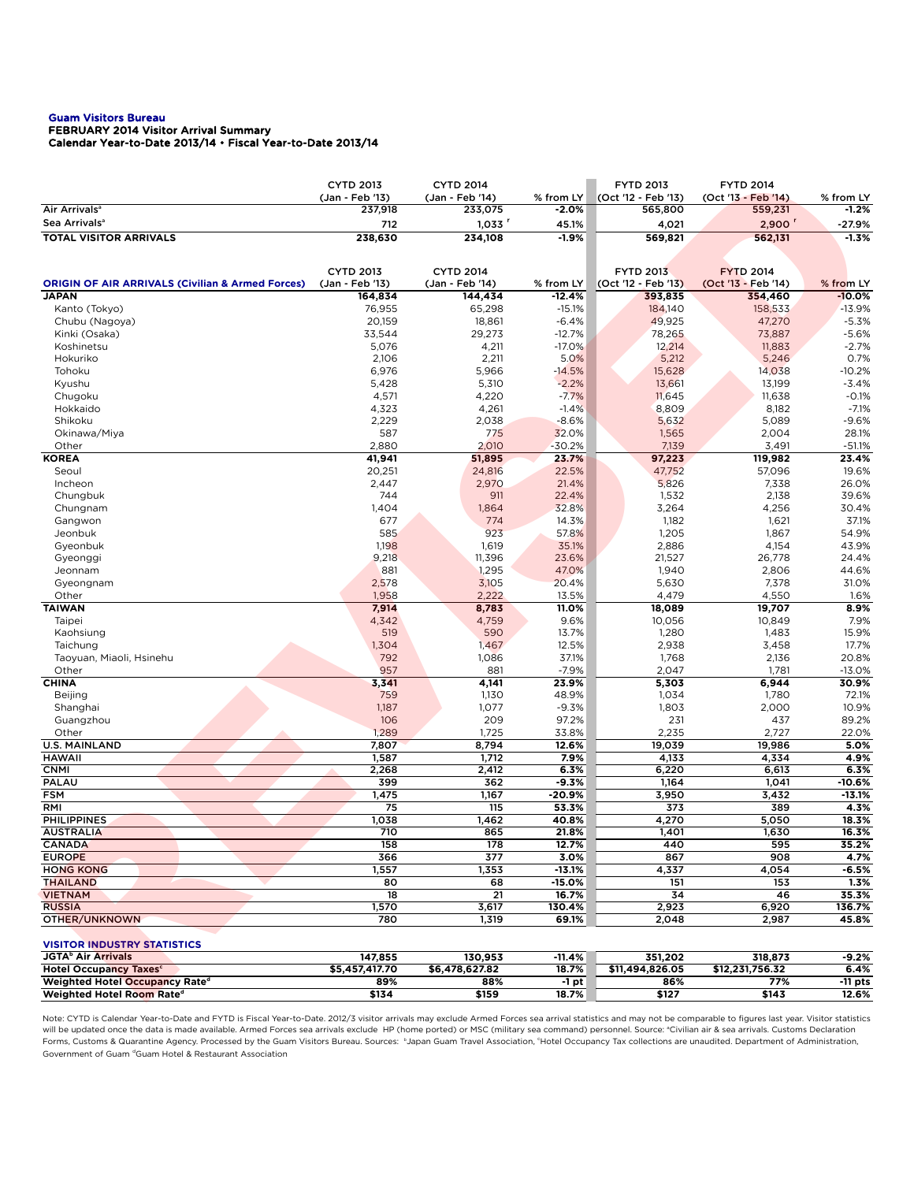**Guam Visitors Bureau**
**FEBRUARY 2014 Visitor Arrival Summary**
**Calendar Year-to-Date 2013/14 • Fiscal Year-to-Date 2013/14**

| | CYTD 2013 (Jan - Feb '13) | CYTD 2014 (Jan - Feb '14) | % from LY | FYTD 2013 (Oct '12 - Feb '13) | FYTD 2014 (Oct '13 - Feb '14) | % from LY |
|---|---|---|---|---|---|---|
| Air Arrivals[a] | 237,918 | 233,075 | -2.0% | 565,800 | 559,231 | -1.2% |
| Sea Arrivals[a] | 712 | 1,033 [r] | 45.1% | 4,021 | 2,900 [r] | -27.9% |
| **TOTAL VISITOR ARRIVALS** | **238,630** | **234,108** | **-1.9%** | **569,821** | **562,131** | **-1.3%** |

| ORIGIN OF AIR ARRIVALS (Civilian & Armed Forces) | CYTD 2013 (Jan - Feb '13) | CYTD 2014 (Jan - Feb '14) | % from LY | FYTD 2013 (Oct '12 - Feb '13) | FYTD 2014 (Oct '13 - Feb '14) | % from LY |
|---|---|---|---|---|---|---|
| **JAPAN** | **164,834** | **144,434** | **-12.4%** | **393,835** | **354,460** | **-10.0%** |
| Kanto (Tokyo) | 76,955 | 65,298 | -15.1% | 184,140 | 158,533 | -13.9% |
| Chubu (Nagoya) | 20,159 | 18,861 | -6.4% | 49,925 | 47,270 | -5.3% |
| Kinki (Osaka) | 33,544 | 29,273 | -12.7% | 78,265 | 73,887 | -5.6% |
| Koshinetsu | 5,076 | 4,211 | -17.0% | 12,214 | 11,883 | -2.7% |
| Hokuriko | 2,106 | 2,211 | 5.0% | 5,212 | 5,246 | 0.7% |
| Tohoku | 6,976 | 5,966 | -14.5% | 15,628 | 14,038 | -10.2% |
| Kyushu | 5,428 | 5,310 | -2.2% | 13,661 | 13,199 | -3.4% |
| Chugoku | 4,571 | 4,220 | -7.7% | 11,645 | 11,638 | -0.1% |
| Hokkaido | 4,323 | 4,261 | -1.4% | 8,809 | 8,182 | -7.1% |
| Shikoku | 2,229 | 2,038 | -8.6% | 5,632 | 5,089 | -9.6% |
| Okinawa/Miya | 587 | 775 | 32.0% | 1,565 | 2,004 | 28.1% |
| Other | 2,880 | 2,010 | -30.2% | 7,139 | 3,491 | -51.1% |
| **KOREA** | **41,941** | **51,895** | **23.7%** | **97,223** | **119,982** | **23.4%** |
| Seoul | 20,251 | 24,816 | 22.5% | 47,752 | 57,096 | 19.6% |
| Incheon | 2,447 | 2,970 | 21.4% | 5,826 | 7,338 | 26.0% |
| Chungbuk | 744 | 911 | 22.4% | 1,532 | 2,138 | 39.6% |
| Chungnam | 1,404 | 1,864 | 32.8% | 3,264 | 4,256 | 30.4% |
| Gangwon | 677 | 774 | 14.3% | 1,182 | 1,621 | 37.1% |
| Jeonbuk | 585 | 923 | 57.8% | 1,205 | 1,867 | 54.9% |
| Gyeonbuk | 1,198 | 1,619 | 35.1% | 2,886 | 4,154 | 43.9% |
| Gyeonggi | 9,218 | 11,396 | 23.6% | 21,527 | 26,778 | 24.4% |
| Jeonnam | 881 | 1,295 | 47.0% | 1,940 | 2,806 | 44.6% |
| Gyeongnam | 2,578 | 3,105 | 20.4% | 5,630 | 7,378 | 31.0% |
| Other | 1,958 | 2,222 | 13.5% | 4,479 | 4,550 | 1.6% |
| **TAIWAN** | **7,914** | **8,783** | **11.0%** | **18,089** | **19,707** | **8.9%** |
| Taipei | 4,342 | 4,759 | 9.6% | 10,056 | 10,849 | 7.9% |
| Kaohsiung | 519 | 590 | 13.7% | 1,280 | 1,483 | 15.9% |
| Taichung | 1,304 | 1,467 | 12.5% | 2,938 | 3,458 | 17.7% |
| Taoyuan, Miaoli, Hsinehu | 792 | 1,086 | 37.1% | 1,768 | 2,136 | 20.8% |
| Other | 957 | 881 | -7.9% | 2,047 | 1,781 | -13.0% |
| **CHINA** | **3,341** | **4,141** | **23.9%** | **5,303** | **6,944** | **30.9%** |
| Beijing | 759 | 1,130 | 48.9% | 1,034 | 1,780 | 72.1% |
| Shanghai | 1,187 | 1,077 | -9.3% | 1,803 | 2,000 | 10.9% |
| Guangzhou | 106 | 209 | 97.2% | 231 | 437 | 89.2% |
| Other | 1,289 | 1,725 | 33.8% | 2,235 | 2,727 | 22.0% |
| **U.S. MAINLAND** | **7,807** | **8,794** | **12.6%** | **19,039** | **19,986** | **5.0%** |
| **HAWAII** | **1,587** | **1,712** | **7.9%** | **4,133** | **4,334** | **4.9%** |
| **CNMI** | **2,268** | **2,412** | **6.3%** | **6,220** | **6,613** | **6.3%** |
| **PALAU** | **399** | **362** | **-9.3%** | **1,164** | **1,041** | **-10.6%** |
| **FSM** | **1,475** | **1,167** | **-20.9%** | **3,950** | **3,432** | **-13.1%** |
| **RMI** | **75** | **115** | **53.3%** | **373** | **389** | **4.3%** |
| **PHILIPPINES** | **1,038** | **1,462** | **40.8%** | **4,270** | **5,050** | **18.3%** |
| **AUSTRALIA** | **710** | **865** | **21.8%** | **1,401** | **1,630** | **16.3%** |
| **CANADA** | **158** | **178** | **12.7%** | **440** | **595** | **35.2%** |
| **EUROPE** | **366** | **377** | **3.0%** | **867** | **908** | **4.7%** |
| **HONG KONG** | **1,557** | **1,353** | **-13.1%** | **4,337** | **4,054** | **-6.5%** |
| **THAILAND** | **80** | **68** | **-15.0%** | **151** | **153** | **1.3%** |
| **VIETNAM** | **18** | **21** | **16.7%** | **34** | **46** | **35.3%** |
| **RUSSIA** | **1,570** | **3,617** | **130.4%** | **2,923** | **6,920** | **136.7%** |
| **OTHER/UNKNOWN** | **780** | **1,319** | **69.1%** | **2,048** | **2,987** | **45.8%** |

| VISITOR INDUSTRY STATISTICS | CYTD 2013 | CYTD 2014 | % from LY | FYTD 2013 | FYTD 2014 | % from LY |
|---|---|---|---|---|---|---|
| **JGTA[b] Air Arrivals** | **147,855** | **130,953** | **-11.4%** | **351,202** | **318,873** | **-9.2%** |
| **Hotel Occupancy Taxes[c]** | **$5,457,417.70** | **$6,478,627.82** | **18.7%** | **$11,494,826.05** | **$12,231,756.32** | **6.4%** |
| **Weighted Hotel Occupancy Rate[d]** | **89%** | **88%** | **-1 pt** | **86%** | **77%** | **-11 pts** |
| **Weighted Hotel Room Rate[d]** | **$134** | **$159** | **18.7%** | **$127** | **$143** | **12.6%** |

Note: CYTD is Calendar Year-to-Date and FYTD is Fiscal Year-to-Date. 2012/3 visitor arrivals may exclude Armed Forces sea arrival statistics and may not be comparable to figures last year. Visitor statistics will be updated once the data is made available. Armed Forces sea arrivals exclude HP (home ported) or MSC (military sea command) personnel. Source: [a]Civilian air & sea arrivals. Customs Declaration Forms, Customs & Quarantine Agency. Processed by the Guam Visitors Bureau. Sources: [b]Japan Guam Travel Association, [c]Hotel Occupancy Tax collections are unaudited. Department of Administration, Government of Guam [d]Guam Hotel & Restaurant Association

REVISED